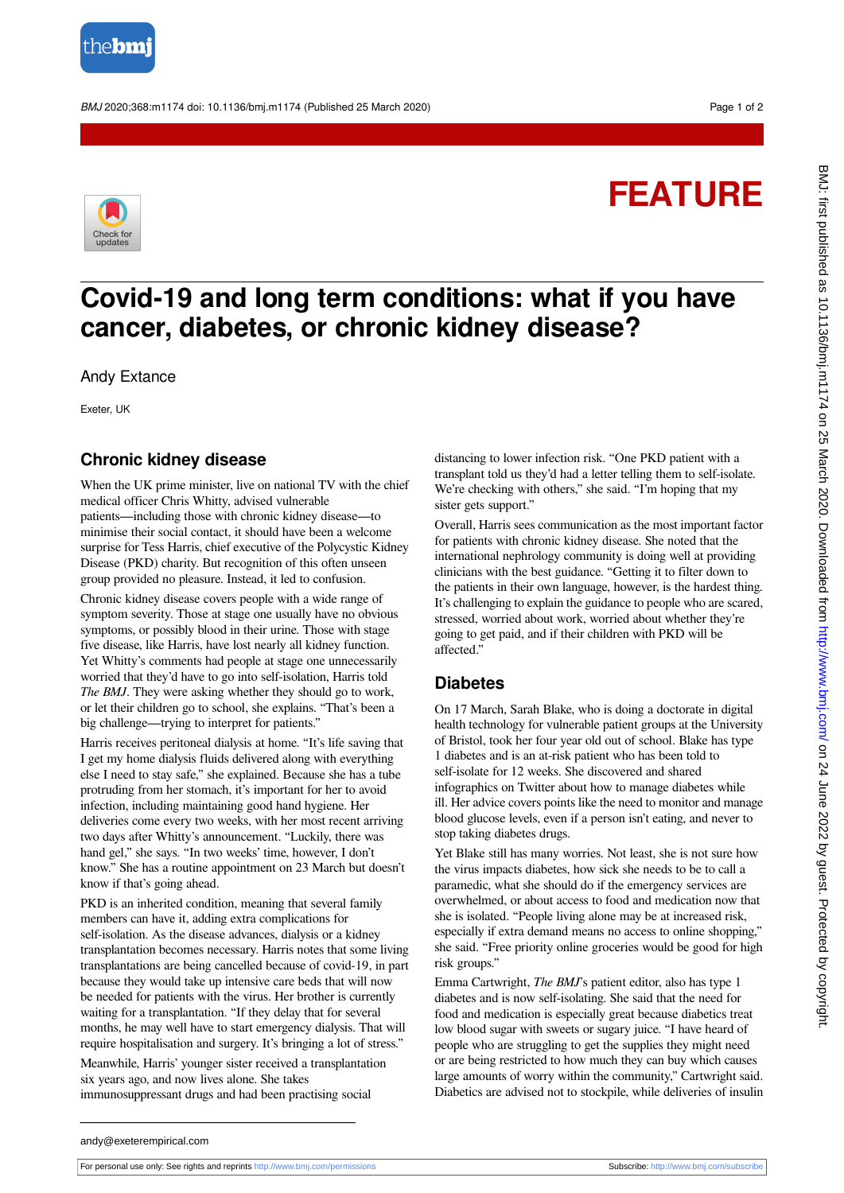FEATURE

# Covid-19 and long term conditions: what if you have cancer, diabetes, or chronic kidney disease?

Andy Extance

Exeter, UK

## Chronic kidney disease

When the UK prime minister, live on national TV with the chief medical officer Chris Whitty, advised vulnerable patients—including those with chronic kidney disease—to minimise their social contact, it should have been a welcome surprise for Tess Harris, chief executive of the Polycystic Kidney Disease (PKD) charity. But recognition of this often unseen group provided no pleasure. Instead, it led to confusion.

Chronic kidney disease covers people with a wide range of symptom severity. Those at stage one usually have no obvious symptoms, or possibly blood in their urine. Those with stage five disease, like Harris, have lost nearly all kidney function. Yet Whitty's comments had people at stage one unnecessarily worried that they'd have to go into self-isolation, Harris told *The BMJ*. They were asking whether they should go to work, or let their children go to school, she explains. "That's been a big challenge—trying to interpret for patients."

Harris receives peritoneal dialysis at home. "It's life saving that I get my home dialysis fluids delivered along with everything else I need to stay safe," she explained. Because she has a tube protruding from her stomach, it's important for her to avoid infection, including maintaining good hand hygiene. Her deliveries come every two weeks, with her most recent arriving two days after Whitty's announcement. "Luckily, there was hand gel," she says. "In two weeks' time, however, I don't know." She has a routine appointment on 23 March but doesn't know if that's going ahead.

PKD is an inherited condition, meaning that several family members can have it, adding extra complications for self-isolation. As the disease advances, dialysis or a kidney transplantation becomes necessary. Harris notes that some living transplantations are being cancelled because of covid-19, in part because they would take up intensive care beds that will now be needed for patients with the virus. Her brother is currently waiting for a transplantation. "If they delay that for several months, he may well have to start emergency dialysis. That will require hospitalisation and surgery. It's bringing a lot of stress."

Meanwhile, Harris' younger sister received a transplantation six years ago, and now lives alone. She takes immunosuppressant drugs and had been practising social distancing to lower infection risk. "One PKD patient with a transplant told us they'd had a letter telling them to self-isolate. We're checking with others," she said. "I'm hoping that my sister gets support."

Overall, Harris sees communication as the most important factor for patients with chronic kidney disease. She noted that the international nephrology community is doing well at providing clinicians with the best guidance. "Getting it to filter down to the patients in their own language, however, is the hardest thing. It's challenging to explain the guidance to people who are scared, stressed, worried about work, worried about whether they're going to get paid, and if their children with PKD will be affected."

## Diabetes

On 17 March, Sarah Blake, who is doing a doctorate in digital health technology for vulnerable patient groups at the University of Bristol, took her four year old out of school. Blake has type 1 diabetes and is an at-risk patient who has been told to self-isolate for 12 weeks. She discovered and shared infographics on Twitter about how to manage diabetes while ill. Her advice covers points like the need to monitor and manage blood glucose levels, even if a person isn't eating, and never to stop taking diabetes drugs.

Yet Blake still has many worries. Not least, she is not sure how the virus impacts diabetes, how sick she needs to be to call a paramedic, what she should do if the emergency services are overwhelmed, or about access to food and medication now that she is isolated. "People living alone may be at increased risk, especially if extra demand means no access to online shopping," she said. "Free priority online groceries would be good for high risk groups."

Emma Cartwright, *The BMJ*'s patient editor, also has type 1 diabetes and is now self-isolating. She said that the need for food and medication is especially great because diabetics treat low blood sugar with sweets or sugary juice. "I have heard of people who are struggling to get the supplies they might need or are being restricted to how much they can buy which causes large amounts of worry within the community," Cartwright said. Diabetics are advised not to stockpile, while deliveries of insulin

andy@exeterempirical.com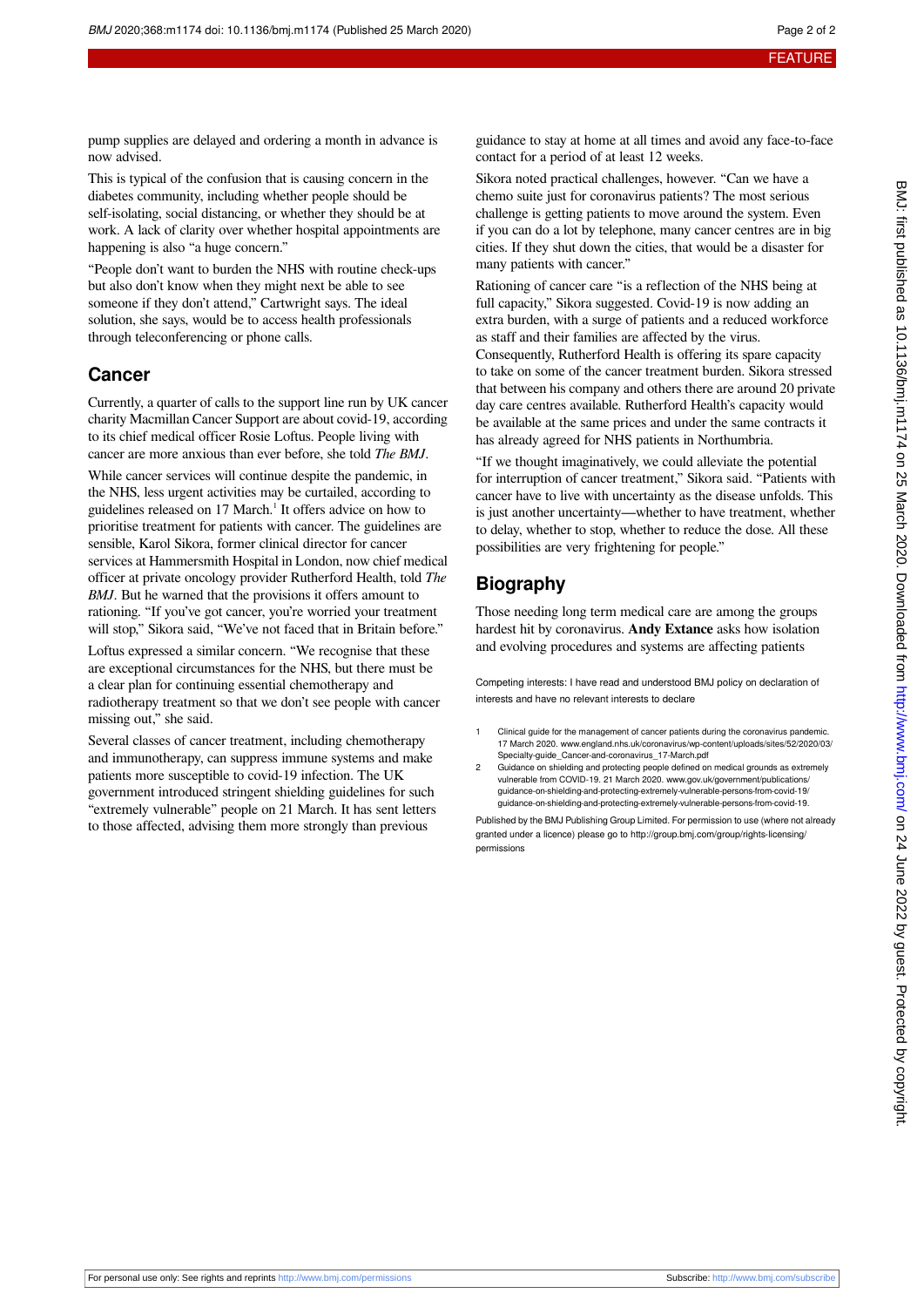pump supplies are delayed and ordering a month in advance is now advised.

This is typical of the confusion that is causing concern in the diabetes community, including whether people should be self-isolating, social distancing, or whether they should be at work. A lack of clarity over whether hospital appointments are happening is also "a huge concern."

"People don't want to burden the NHS with routine check-ups but also don't know when they might next be able to see someone if they don't attend," Cartwright says. The ideal solution, she says, would be to access health professionals through teleconferencing or phone calls.

## Cancer

Currently, a quarter of calls to the support line run by UK cancer charity Macmillan Cancer Support are about covid-19, according to its chief medical officer Rosie Loftus. People living with cancer are more anxious than ever before, she told *The BMJ*.

While cancer services will continue despite the pandemic, in the NHS, less urgent activities may be curtailed, according to guidelines released on 17 March.[1] It offers advice on how to prioritise treatment for patients with cancer. The guidelines are sensible, Karol Sikora, former clinical director for cancer services at Hammersmith Hospital in London, now chief medical officer at private oncology provider Rutherford Health, told *The BMJ*. But he warned that the provisions it offers amount to rationing. "If you've got cancer, you're worried your treatment will stop," Sikora said, "We've not faced that in Britain before."

Loftus expressed a similar concern. "We recognise that these are exceptional circumstances for the NHS, but there must be a clear plan for continuing essential chemotherapy and radiotherapy treatment so that we don't see people with cancer missing out," she said.

Several classes of cancer treatment, including chemotherapy and immunotherapy, can suppress immune systems and make patients more susceptible to covid-19 infection. The UK government introduced stringent shielding guidelines for such "extremely vulnerable" people on 21 March. It has sent letters to those affected, advising them more strongly than previous guidance to stay at home at all times and avoid any face-to-face contact for a period of at least 12 weeks.

Sikora noted practical challenges, however. "Can we have a chemo suite just for coronavirus patients? The most serious challenge is getting patients to move around the system. Even if you can do a lot by telephone, many cancer centres are in big cities. If they shut down the cities, that would be a disaster for many patients with cancer."

Rationing of cancer care "is a reflection of the NHS being at full capacity," Sikora suggested. Covid-19 is now adding an extra burden, with a surge of patients and a reduced workforce as staff and their families are affected by the virus. Consequently, Rutherford Health is offering its spare capacity to take on some of the cancer treatment burden. Sikora stressed that between his company and others there are around 20 private day care centres available. Rutherford Health's capacity would be available at the same prices and under the same contracts it has already agreed for NHS patients in Northumbria.

"If we thought imaginatively, we could alleviate the potential for interruption of cancer treatment," Sikora said. "Patients with cancer have to live with uncertainty as the disease unfolds. This is just another uncertainty—whether to have treatment, whether to delay, whether to stop, whether to reduce the dose. All these possibilities are very frightening for people."

## Biography

Those needing long term medical care are among the groups hardest hit by coronavirus. **Andy Extance** asks how isolation and evolving procedures and systems are affecting patients

Competing interests: I have read and understood BMJ policy on declaration of interests and have no relevant interests to declare

1. Clinical guide for the management of cancer patients during the coronavirus pandemic. 17 March 2020. www.england.nhs.uk/coronavirus/wp-content/uploads/sites/52/2020/03/Specialty-guide_Cancer-and-coronavirus_17-March.pdf
2. Guidance on shielding and protecting people defined on medical grounds as extremely vulnerable from COVID-19. 21 March 2020. www.gov.uk/government/publications/guidance-on-shielding-and-protecting-extremely-vulnerable-persons-from-covid-19/guidance-on-shielding-and-protecting-extremely-vulnerable-persons-from-covid-19.

Published by the BMJ Publishing Group Limited. For permission to use (where not already granted under a licence) please go to http://group.bmj.com/group/rights-licensing/permissions